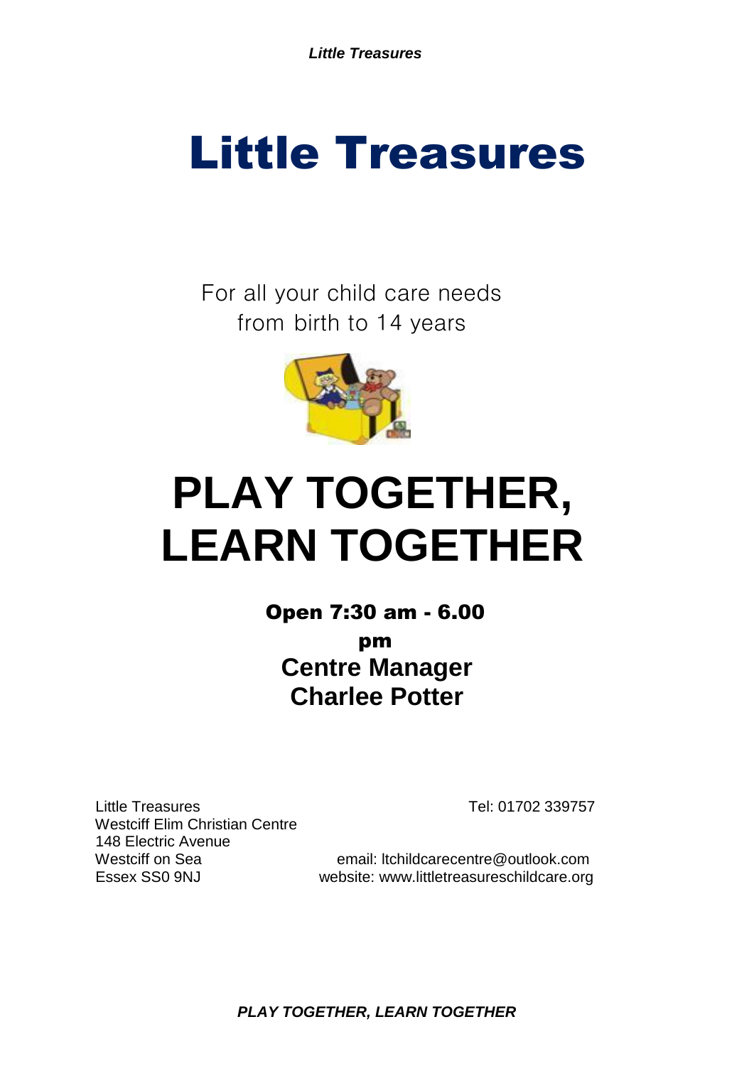# Little Treasures

For all your child care needs
from birth to 14 years

# PLAY TOGETHER, LEARN TOGETHER

**Open 7:30 am - 6.00 pm**

**Centre Manager**
**Charlee Potter**

Little Treasures
Westcliff Elim Christian Centre
148 Electric Avenue
Westcliff on Sea
Essex SS0 9NJ

Tel: 01702 339757

email: ltchildcarecentre@outlook.com
website: www.littletreasureschildcare.org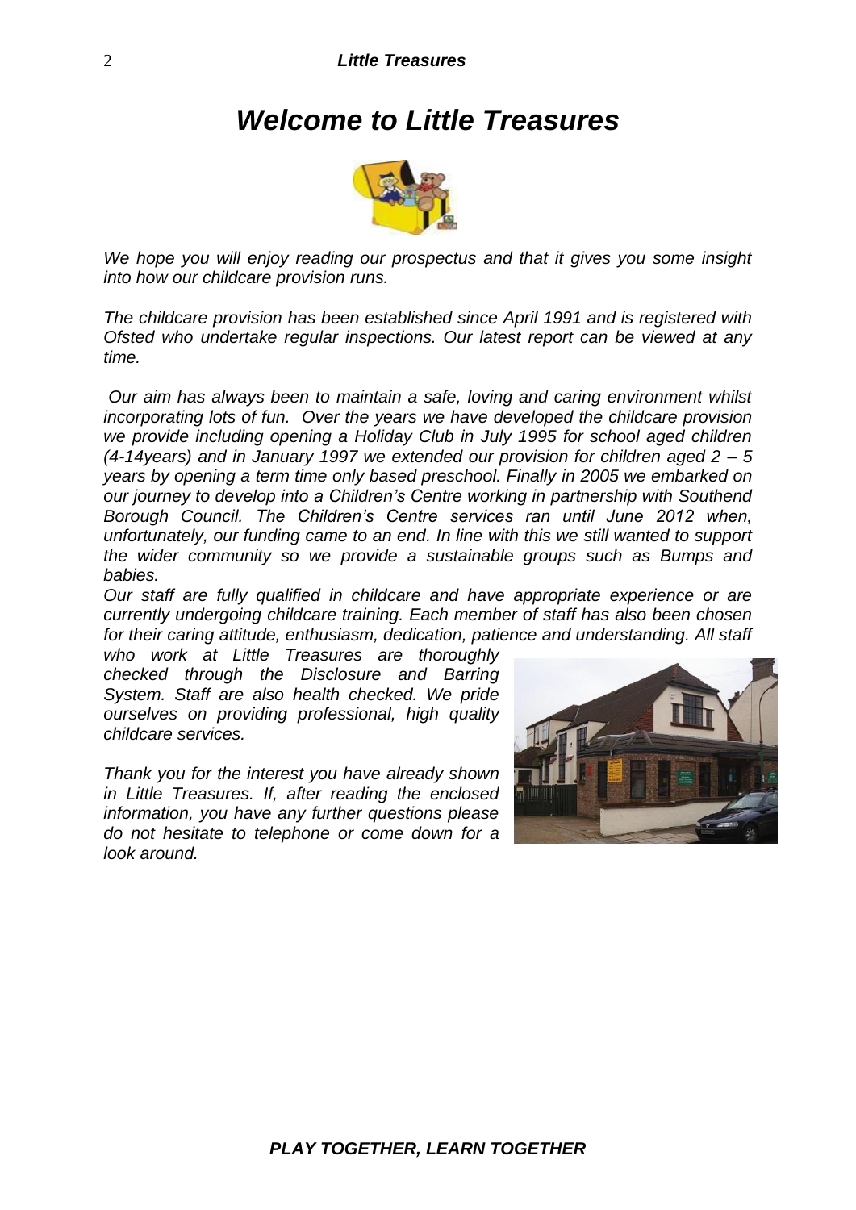# *Welcome to Little Treasures*

*We hope you will enjoy reading our prospectus and that it gives you some insight into how our childcare provision runs.*

*The childcare provision has been established since April 1991 and is registered with Ofsted who undertake regular inspections. Our latest report can be viewed at any time.*

*Our aim has always been to maintain a safe, loving and caring environment whilst incorporating lots of fun. Over the years we have developed the childcare provision we provide including opening a Holiday Club in July 1995 for school aged children (4-14years) and in January 1997 we extended our provision for children aged 2 – 5 years by opening a term time only based preschool. Finally in 2005 we embarked on our journey to develop into a Children's Centre working in partnership with Southend Borough Council. The Children's Centre services ran until June 2012 when, unfortunately, our funding came to an end. In line with this we still wanted to support the wider community so we provide a sustainable groups such as Bumps and babies.*

*Our staff are fully qualified in childcare and have appropriate experience or are currently undergoing childcare training. Each member of staff has also been chosen for their caring attitude, enthusiasm, dedication, patience and understanding. All staff who work at Little Treasures are thoroughly checked through the Disclosure and Barring System. Staff are also health checked. We pride ourselves on providing professional, high quality childcare services.*

*Thank you for the interest you have already shown in Little Treasures. If, after reading the enclosed information, you have any further questions please do not hesitate to telephone or come down for a look around.*

***PLAY TOGETHER, LEARN TOGETHER***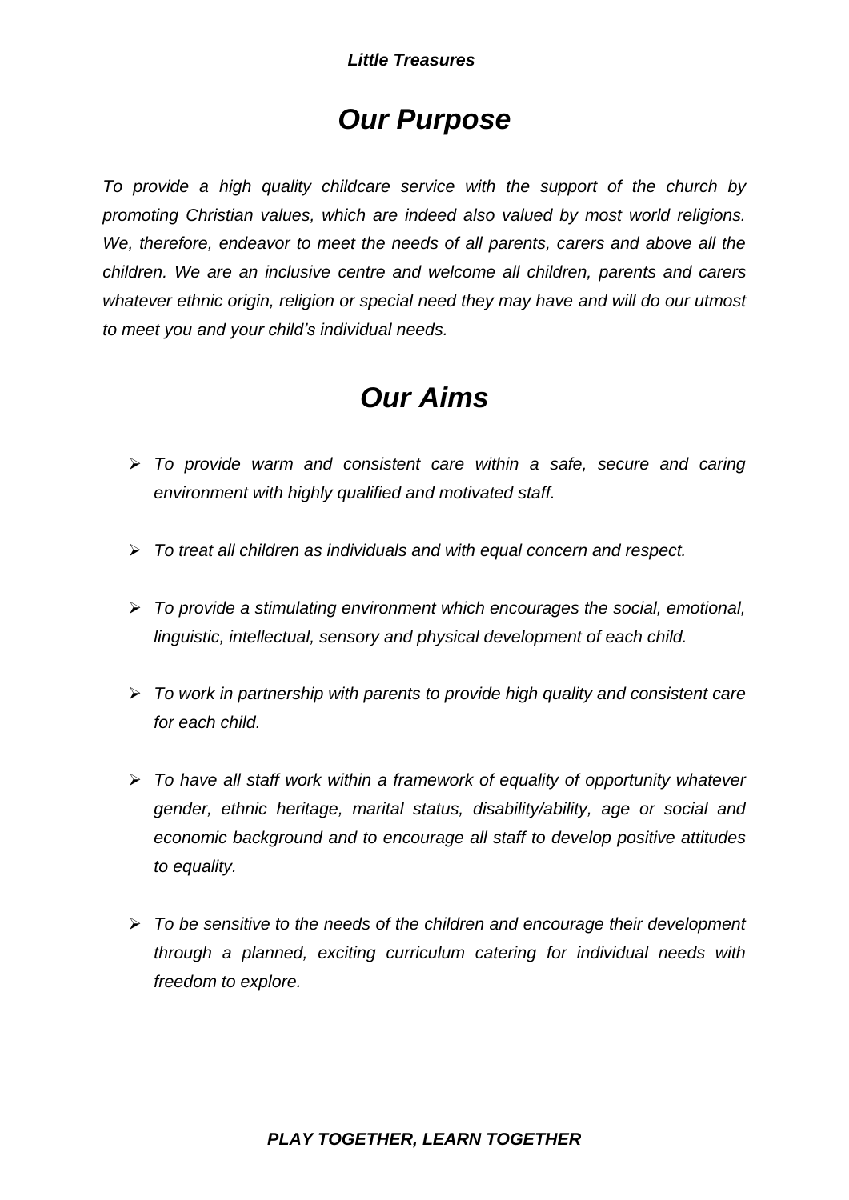# *Our Purpose*

*To provide a high quality childcare service with the support of the church by promoting Christian values, which are indeed also valued by most world religions. We, therefore, endeavor to meet the needs of all parents, carers and above all the children. We are an inclusive centre and welcome all children, parents and carers whatever ethnic origin, religion or special need they may have and will do our utmost to meet you and your child's individual needs.*

# *Our Aims*

- *To provide warm and consistent care within a safe, secure and caring environment with highly qualified and motivated staff.*
- *To treat all children as individuals and with equal concern and respect.*
- *To provide a stimulating environment which encourages the social, emotional, linguistic, intellectual, sensory and physical development of each child.*
- *To work in partnership with parents to provide high quality and consistent care for each child.*
- *To have all staff work within a framework of equality of opportunity whatever gender, ethnic heritage, marital status, disability/ability, age or social and economic background and to encourage all staff to develop positive attitudes to equality.*
- *To be sensitive to the needs of the children and encourage their development through a planned, exciting curriculum catering for individual needs with freedom to explore.*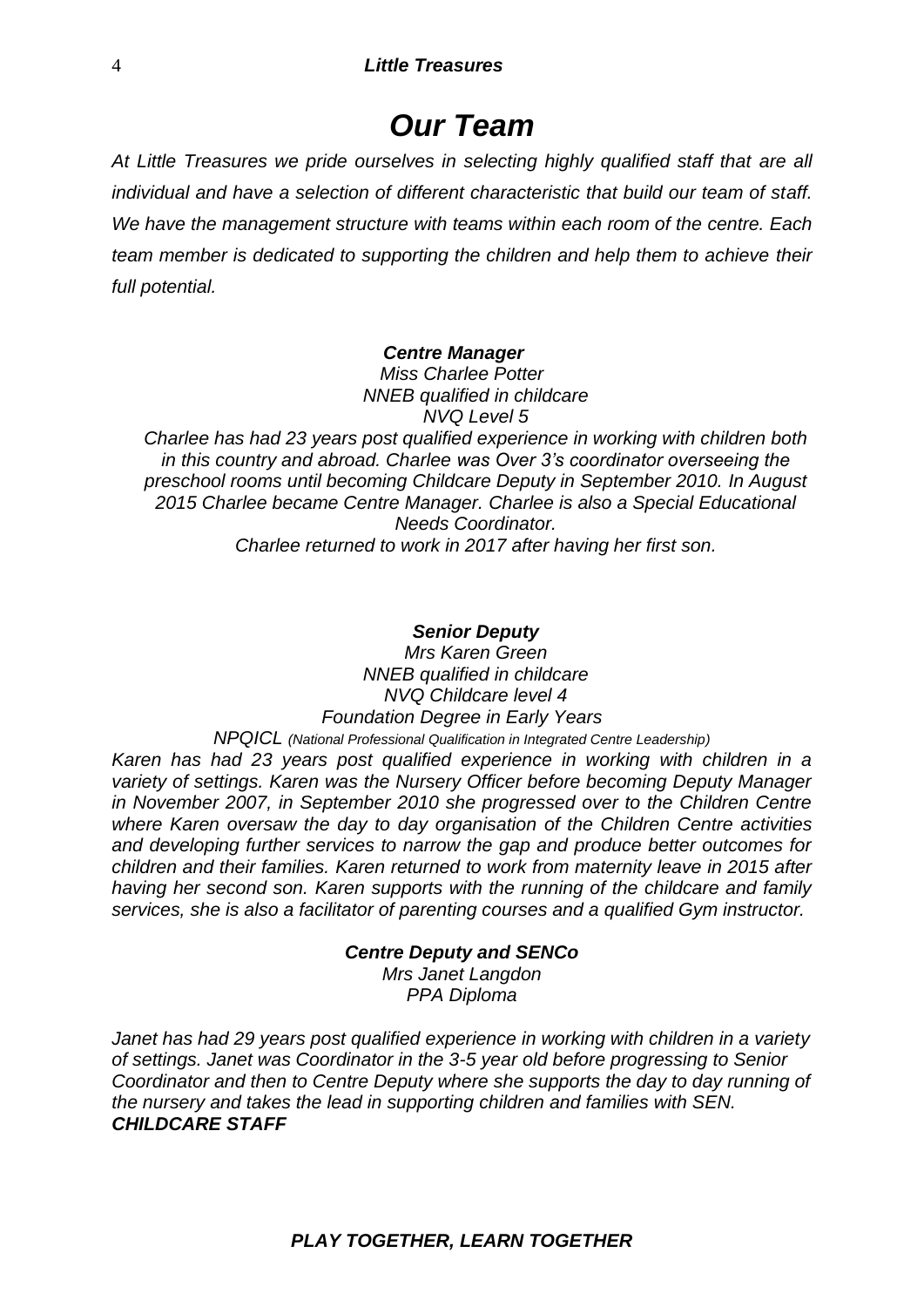# *Our Team*

*At Little Treasures we pride ourselves in selecting highly qualified staff that are all individual and have a selection of different characteristic that build our team of staff. We have the management structure with teams within each room of the centre. Each team member is dedicated to supporting the children and help them to achieve their full potential.*

***Centre Manager***

*Miss Charlee Potter*
*NNEB qualified in childcare*
*NVQ Level 5*

*Charlee has had 23 years post qualified experience in working with children both in this country and abroad. Charlee was Over 3's coordinator overseeing the preschool rooms until becoming Childcare Deputy in September 2010. In August 2015 Charlee became Centre Manager. Charlee is also a Special Educational Needs Coordinator.*
*Charlee returned to work in 2017 after having her first son.*

***Senior Deputy***

*Mrs Karen Green*
*NNEB qualified in childcare*
*NVQ Childcare level 4*
*Foundation Degree in Early Years*
*NPQICL (National Professional Qualification in Integrated Centre Leadership)*

*Karen has had 23 years post qualified experience in working with children in a variety of settings. Karen was the Nursery Officer before becoming Deputy Manager in November 2007, in September 2010 she progressed over to the Children Centre where Karen oversaw the day to day organisation of the Children Centre activities and developing further services to narrow the gap and produce better outcomes for children and their families. Karen returned to work from maternity leave in 2015 after having her second son. Karen supports with the running of the childcare and family services, she is also a facilitator of parenting courses and a qualified Gym instructor.*

***Centre Deputy and SENCo***

*Mrs Janet Langdon*
*PPA Diploma*

*Janet has had 29 years post qualified experience in working with children in a variety of settings. Janet was Coordinator in the 3-5 year old before progressing to Senior Coordinator and then to Centre Deputy where she supports the day to day running of the nursery and takes the lead in supporting children and families with SEN.*

***CHILDCARE STAFF***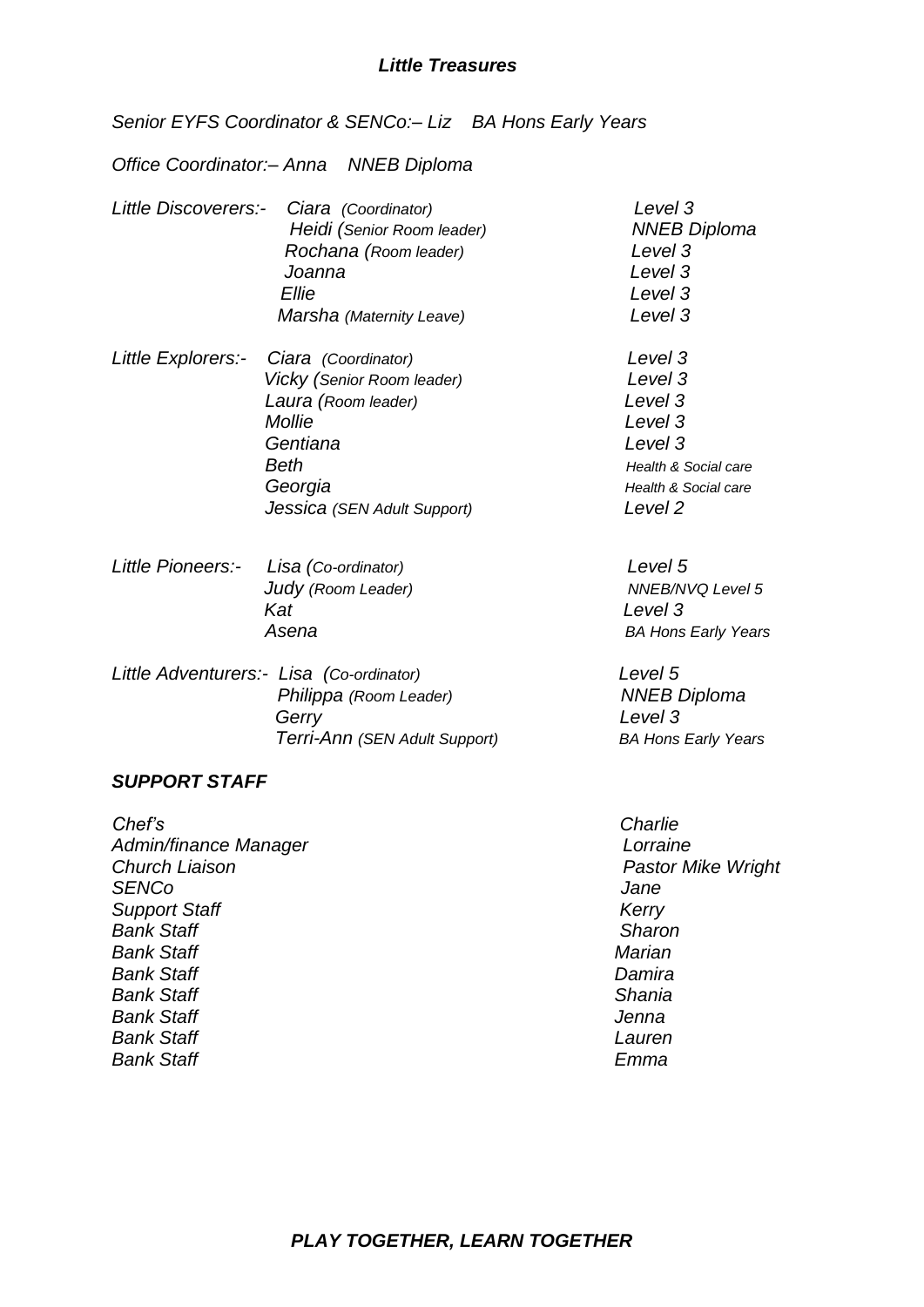### *Little Treasures*

*Senior EYFS Coordinator & SENCo:– Liz    BA Hons Early Years*

*Office Coordinator:– Anna    NNEB Diploma*

| Room | Name | Qualification |
|---|---|---|
| *Little Discoverers:-* | *Ciara (Coordinator)* | *Level 3* |
| | *Heidi (Senior Room leader)* | *NNEB Diploma* |
| | *Rochana (Room leader)* | *Level 3* |
| | *Joanna* | *Level 3* |
| | *Ellie* | *Level 3* |
| | *Marsha (Maternity Leave)* | *Level 3* |
| *Little Explorers:-* | *Ciara (Coordinator)* | *Level 3* |
| | *Vicky (Senior Room leader)* | *Level 3* |
| | *Laura (Room leader)* | *Level 3* |
| | *Mollie* | *Level 3* |
| | *Gentiana* | *Level 3* |
| | *Beth* | *Health & Social care* |
| | *Georgia* | *Health & Social care* |
| | *Jessica (SEN Adult Support)* | *Level 2* |
| *Little Pioneers:-* | *Lisa (Co-ordinator)* | *Level 5* |
| | *Judy (Room Leader)* | *NNEB/NVQ Level 5* |
| | *Kat* | *Level 3* |
| | *Asena* | *BA Hons Early Years* |
| *Little Adventurers:-* | *Lisa (Co-ordinator)* | *Level 5* |
| | *Philippa (Room Leader)* | *NNEB Diploma* |
| | *Gerry* | *Level 3* |
| | *Terri-Ann (SEN Adult Support)* | *BA Hons Early Years* |

### *SUPPORT STAFF*

| Role | Name |
|---|---|
| *Chef's* | *Charlie* |
| *Admin/finance Manager* | *Lorraine* |
| *Church Liaison* | *Pastor Mike Wright* |
| *SENCo* | *Jane* |
| *Support Staff* | *Kerry* |
| *Bank Staff* | *Sharon* |
| *Bank Staff* | *Marian* |
| *Bank Staff* | *Damira* |
| *Bank Staff* | *Shania* |
| *Bank Staff* | *Jenna* |
| *Bank Staff* | *Lauren* |
| *Bank Staff* | *Emma* |

***PLAY TOGETHER, LEARN TOGETHER***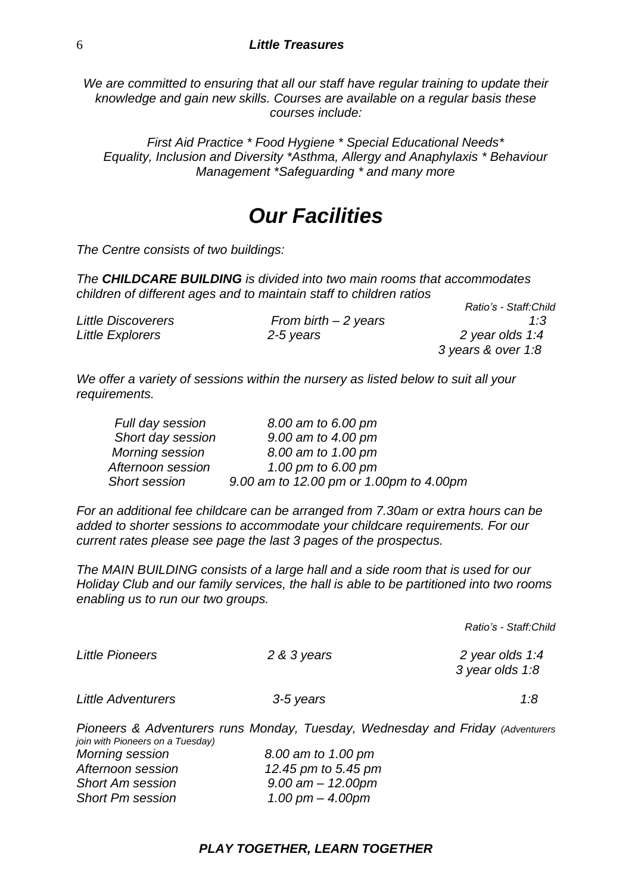*We are committed to ensuring that all our staff have regular training to update their knowledge and gain new skills. Courses are available on a regular basis these courses include:*

*First Aid Practice * Food Hygiene * Special Educational Needs* Equality, Inclusion and Diversity *Asthma, Allergy and Anaphylaxis * Behaviour Management *Safeguarding * and many more*

# *Our Facilities*

*The Centre consists of two buildings:*

*The **CHILDCARE BUILDING** is divided into two main rooms that accommodates children of different ages and to maintain staff to children ratios*

| | | *Ratio's - Staff:Child* |
|---|---|---|
| *Little Discoverers* | *From birth – 2 years* | *1:3* |
| *Little Explorers* | *2-5 years* | *2 year olds 1:4*<br>*3 years & over 1:8* |

*We offer a variety of sessions within the nursery as listed below to suit all your requirements.*

| | |
|---|---|
| *Full day session* | *8.00 am to 6.00 pm* |
| *Short day session* | *9.00 am to 4.00 pm* |
| *Morning session* | *8.00 am to 1.00 pm* |
| *Afternoon session* | *1.00 pm to 6.00 pm* |
| *Short session* | *9.00 am to 12.00 pm or 1.00pm to 4.00pm* |

*For an additional fee childcare can be arranged from 7.30am or extra hours can be added to shorter sessions to accommodate your childcare requirements. For our current rates please see page the last 3 pages of the prospectus.*

*The MAIN BUILDING consists of a large hall and a side room that is used for our Holiday Club and our family services, the hall is able to be partitioned into two rooms enabling us to run our two groups.*

| | | *Ratio's - Staff:Child* |
|---|---|---|
| *Little Pioneers* | *2 & 3 years* | *2 year olds 1:4*<br>*3 year olds 1:8* |
| *Little Adventurers* | *3-5 years* | *1:8* |

*Pioneers & Adventurers runs Monday, Tuesday, Wednesday and Friday (Adventurers join with Pioneers on a Tuesday)*

| | |
|---|---|
| *Morning session* | *8.00 am to 1.00 pm* |
| *Afternoon session* | *12.45 pm to 5.45 pm* |
| *Short Am session* | *9.00 am – 12.00pm* |
| *Short Pm session* | *1.00 pm – 4.00pm* |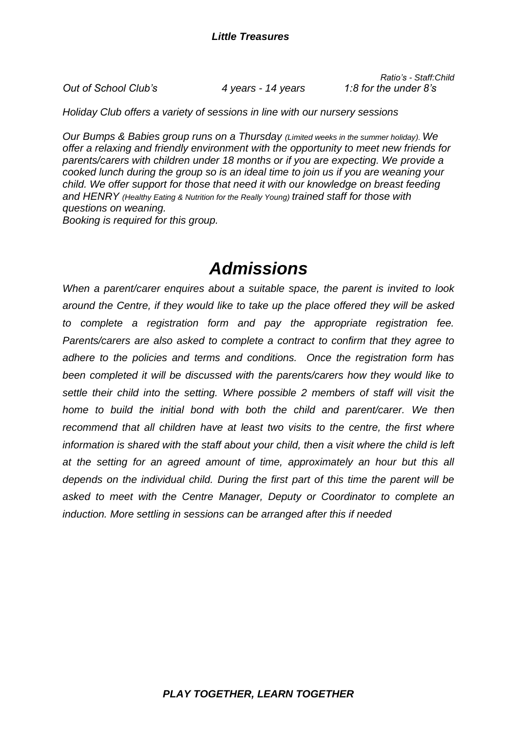| | | *Ratio's - Staff:Child* |
|---|---|---|
| *Out of School Club's* | *4 years - 14 years* | *1:8 for the under 8's* |

*Holiday Club offers a variety of sessions in line with our nursery sessions*

*Our Bumps & Babies group runs on a Thursday (Limited weeks in the summer holiday). We offer a relaxing and friendly environment with the opportunity to meet new friends for parents/carers with children under 18 months or if you are expecting. We provide a cooked lunch during the group so is an ideal time to join us if you are weaning your child. We offer support for those that need it with our knowledge on breast feeding and HENRY (Healthy Eating & Nutrition for the Really Young) trained staff for those with questions on weaning.*
*Booking is required for this group.*

# *Admissions*

*When a parent/carer enquires about a suitable space, the parent is invited to look around the Centre, if they would like to take up the place offered they will be asked to complete a registration form and pay the appropriate registration fee. Parents/carers are also asked to complete a contract to confirm that they agree to adhere to the policies and terms and conditions. Once the registration form has been completed it will be discussed with the parents/carers how they would like to settle their child into the setting. Where possible 2 members of staff will visit the home to build the initial bond with both the child and parent/carer. We then recommend that all children have at least two visits to the centre, the first where information is shared with the staff about your child, then a visit where the child is left at the setting for an agreed amount of time, approximately an hour but this all depends on the individual child. During the first part of this time the parent will be asked to meet with the Centre Manager, Deputy or Coordinator to complete an induction. More settling in sessions can be arranged after this if needed*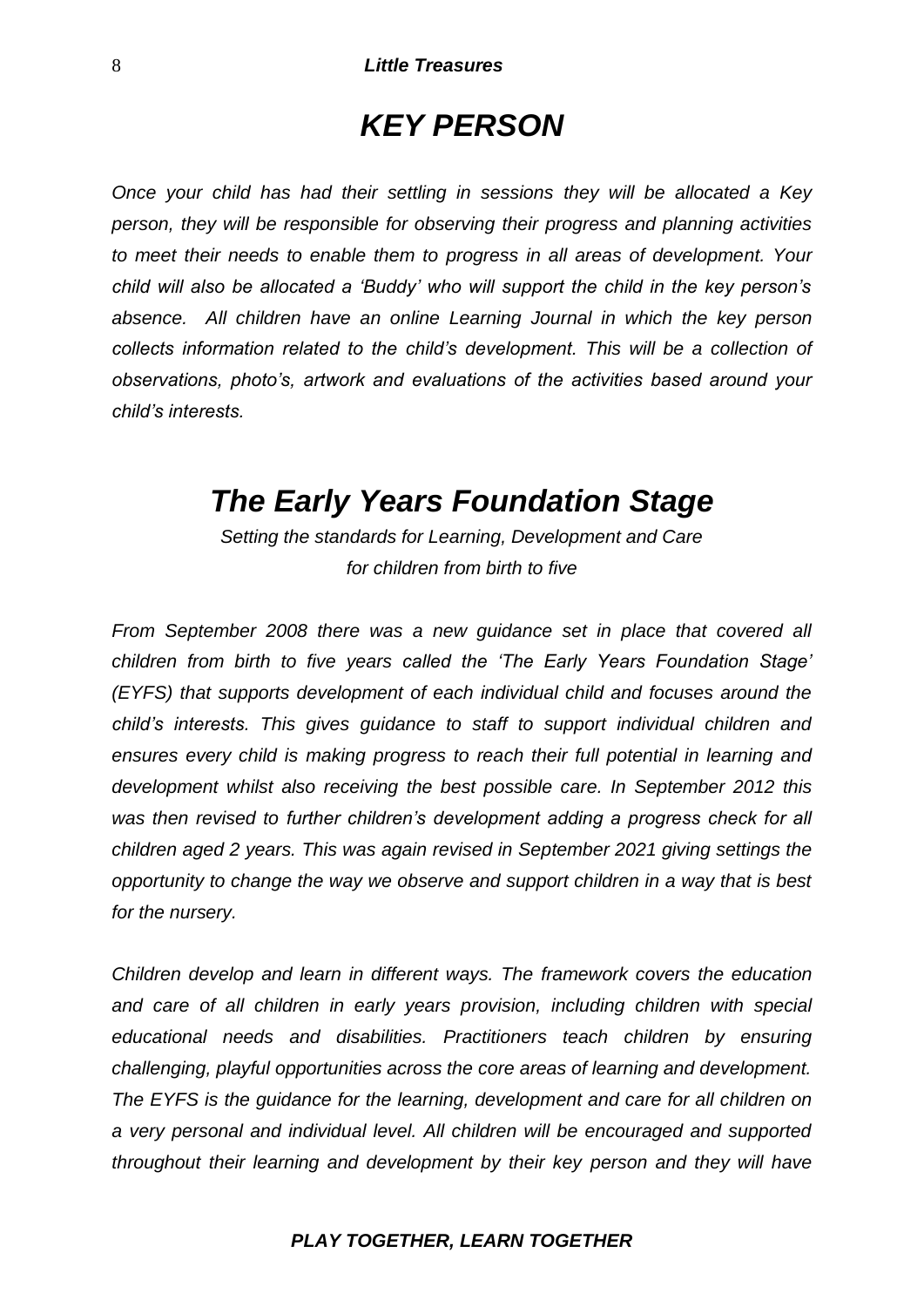# *KEY PERSON*

*Once your child has had their settling in sessions they will be allocated a Key person, they will be responsible for observing their progress and planning activities to meet their needs to enable them to progress in all areas of development. Your child will also be allocated a 'Buddy' who will support the child in the key person's absence. All children have an online Learning Journal in which the key person collects information related to the child's development. This will be a collection of observations, photo's, artwork and evaluations of the activities based around your child's interests.*

# *The Early Years Foundation Stage*

*Setting the standards for Learning, Development and Care for children from birth to five*

*From September 2008 there was a new guidance set in place that covered all children from birth to five years called the 'The Early Years Foundation Stage' (EYFS) that supports development of each individual child and focuses around the child's interests. This gives guidance to staff to support individual children and ensures every child is making progress to reach their full potential in learning and development whilst also receiving the best possible care. In September 2012 this was then revised to further children's development adding a progress check for all children aged 2 years. This was again revised in September 2021 giving settings the opportunity to change the way we observe and support children in a way that is best for the nursery.*

*Children develop and learn in different ways. The framework covers the education and care of all children in early years provision, including children with special educational needs and disabilities. Practitioners teach children by ensuring challenging, playful opportunities across the core areas of learning and development. The EYFS is the guidance for the learning, development and care for all children on a very personal and individual level. All children will be encouraged and supported throughout their learning and development by their key person and they will have*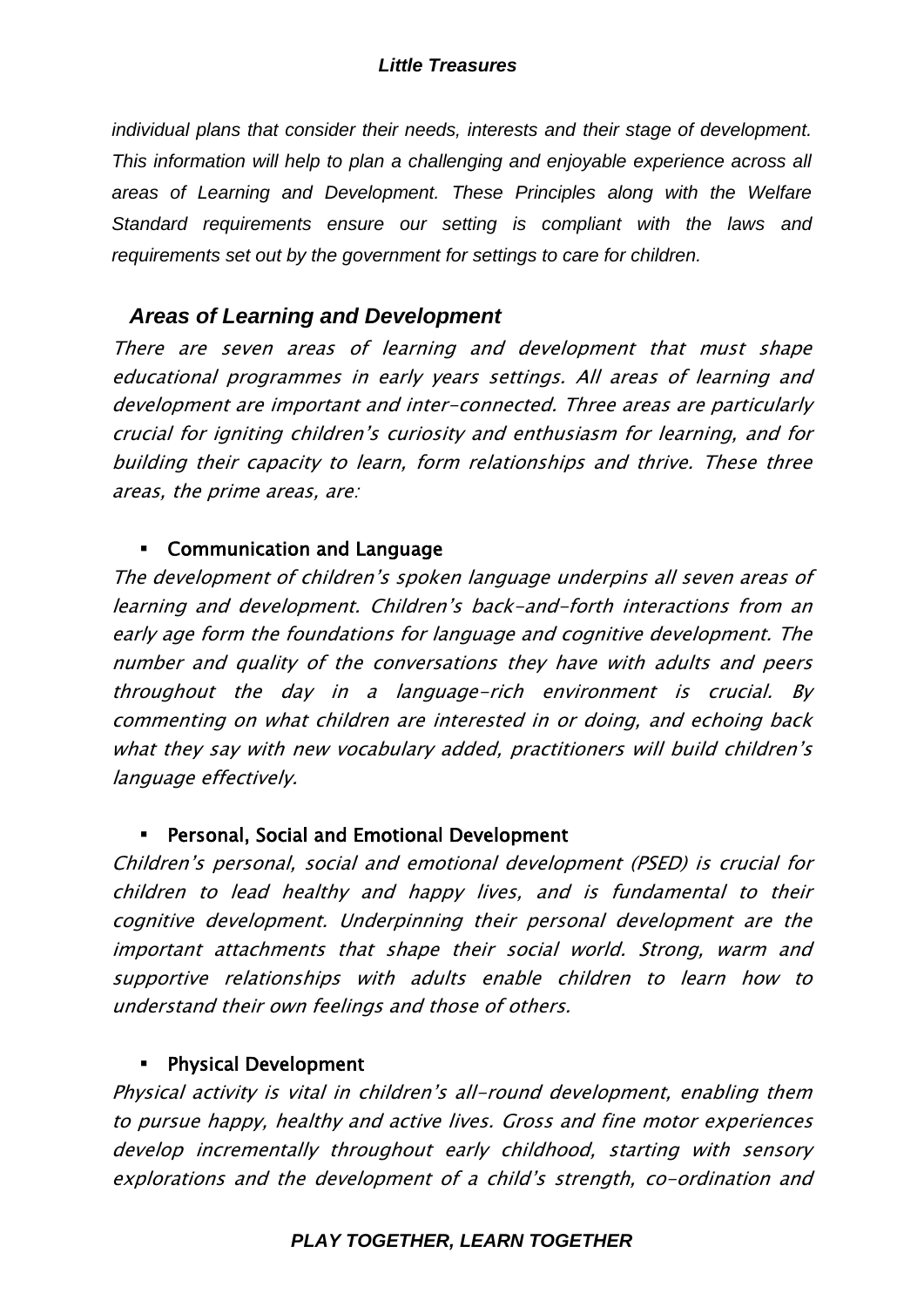*individual plans that consider their needs, interests and their stage of development. This information will help to plan a challenging and enjoyable experience across all areas of Learning and Development. These Principles along with the Welfare Standard requirements ensure our setting is compliant with the laws and requirements set out by the government for settings to care for children.*

## *Areas of Learning and Development*

*There are seven areas of learning and development that must shape educational programmes in early years settings. All areas of learning and development are important and inter-connected. Three areas are particularly crucial for igniting children's curiosity and enthusiasm for learning, and for building their capacity to learn, form relationships and thrive. These three areas, the prime areas, are:*

- **Communication and Language**

*The development of children's spoken language underpins all seven areas of learning and development. Children's back-and-forth interactions from an early age form the foundations for language and cognitive development. The number and quality of the conversations they have with adults and peers throughout the day in a language-rich environment is crucial. By commenting on what children are interested in or doing, and echoing back what they say with new vocabulary added, practitioners will build children's language effectively.*

- **Personal, Social and Emotional Development**

*Children's personal, social and emotional development (PSED) is crucial for children to lead healthy and happy lives, and is fundamental to their cognitive development. Underpinning their personal development are the important attachments that shape their social world. Strong, warm and supportive relationships with adults enable children to learn how to understand their own feelings and those of others.*

- **Physical Development**

*Physical activity is vital in children's all-round development, enabling them to pursue happy, healthy and active lives. Gross and fine motor experiences develop incrementally throughout early childhood, starting with sensory explorations and the development of a child's strength, co-ordination and*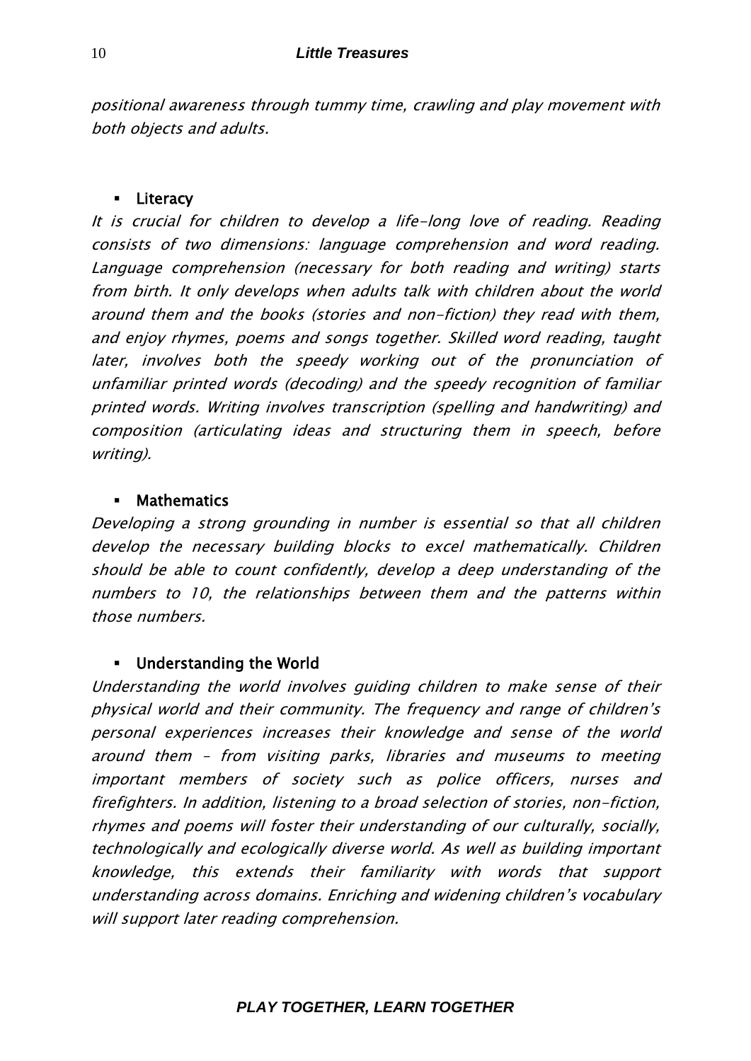*positional awareness through tummy time, crawling and play movement with both objects and adults.*

- **Literacy**

*It is crucial for children to develop a life-long love of reading. Reading consists of two dimensions: language comprehension and word reading. Language comprehension (necessary for both reading and writing) starts from birth. It only develops when adults talk with children about the world around them and the books (stories and non-fiction) they read with them, and enjoy rhymes, poems and songs together. Skilled word reading, taught later, involves both the speedy working out of the pronunciation of unfamiliar printed words (decoding) and the speedy recognition of familiar printed words. Writing involves transcription (spelling and handwriting) and composition (articulating ideas and structuring them in speech, before writing).*

- **Mathematics**

*Developing a strong grounding in number is essential so that all children develop the necessary building blocks to excel mathematically. Children should be able to count confidently, develop a deep understanding of the numbers to 10, the relationships between them and the patterns within those numbers.*

- **Understanding the World**

*Understanding the world involves guiding children to make sense of their physical world and their community. The frequency and range of children's personal experiences increases their knowledge and sense of the world around them – from visiting parks, libraries and museums to meeting important members of society such as police officers, nurses and firefighters. In addition, listening to a broad selection of stories, non-fiction, rhymes and poems will foster their understanding of our culturally, socially, technologically and ecologically diverse world. As well as building important knowledge, this extends their familiarity with words that support understanding across domains. Enriching and widening children's vocabulary will support later reading comprehension.*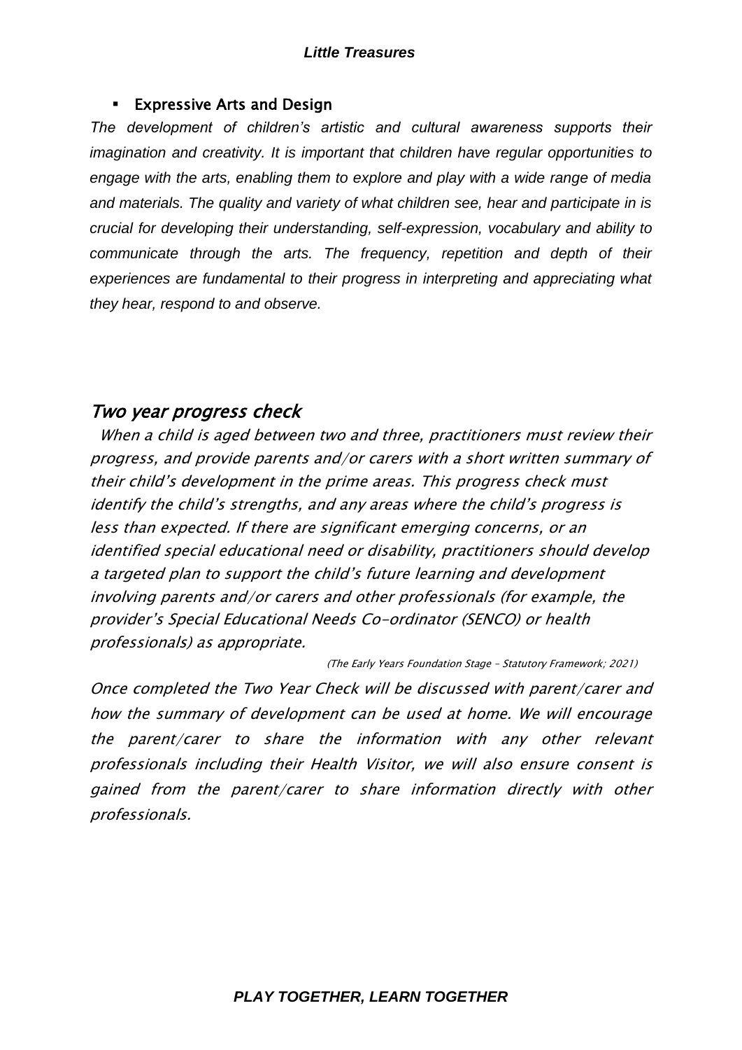- **Expressive Arts and Design**

*The development of children's artistic and cultural awareness supports their imagination and creativity. It is important that children have regular opportunities to engage with the arts, enabling them to explore and play with a wide range of media and materials. The quality and variety of what children see, hear and participate in is crucial for developing their understanding, self-expression, vocabulary and ability to communicate through the arts. The frequency, repetition and depth of their experiences are fundamental to their progress in interpreting and appreciating what they hear, respond to and observe.*

## *Two year progress check*

*When a child is aged between two and three, practitioners must review their progress, and provide parents and/or carers with a short written summary of their child's development in the prime areas. This progress check must identify the child's strengths, and any areas where the child's progress is less than expected. If there are significant emerging concerns, or an identified special educational need or disability, practitioners should develop a targeted plan to support the child's future learning and development involving parents and/or carers and other professionals (for example, the provider's Special Educational Needs Co-ordinator (SENCO) or health professionals) as appropriate.*

*(The Early Years Foundation Stage – Statutory Framework; 2021)*

*Once completed the Two Year Check will be discussed with parent/carer and how the summary of development can be used at home. We will encourage the parent/carer to share the information with any other relevant professionals including their Health Visitor, we will also ensure consent is gained from the parent/carer to share information directly with other professionals.*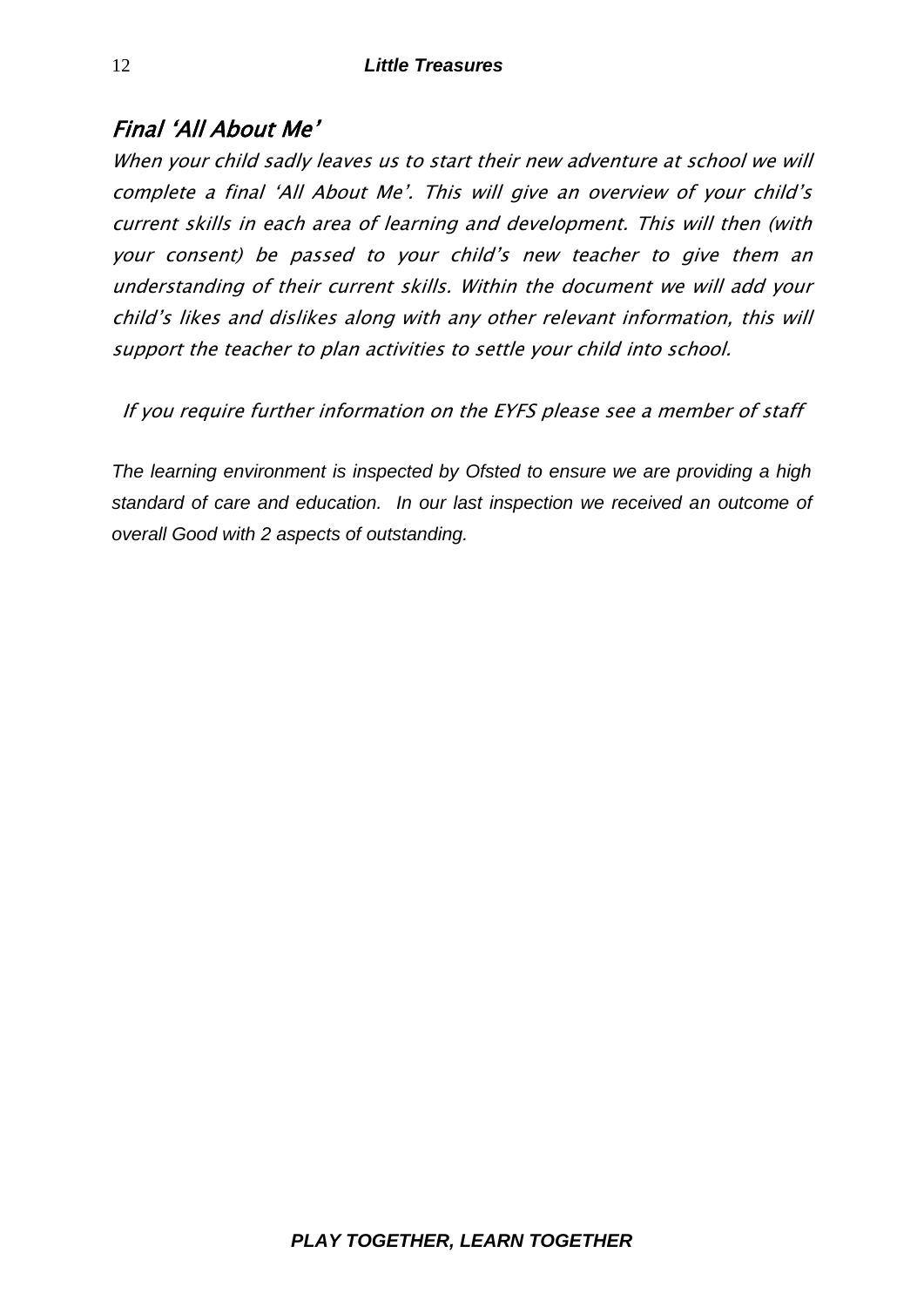## *Final 'All About Me'*

*When your child sadly leaves us to start their new adventure at school we will complete a final 'All About Me'. This will give an overview of your child's current skills in each area of learning and development. This will then (with your consent) be passed to your child's new teacher to give them an understanding of their current skills. Within the document we will add your child's likes and dislikes along with any other relevant information, this will support the teacher to plan activities to settle your child into school.*

*If you require further information on the EYFS please see a member of staff*

*The learning environment is inspected by Ofsted to ensure we are providing a high standard of care and education. In our last inspection we received an outcome of overall Good with 2 aspects of outstanding.*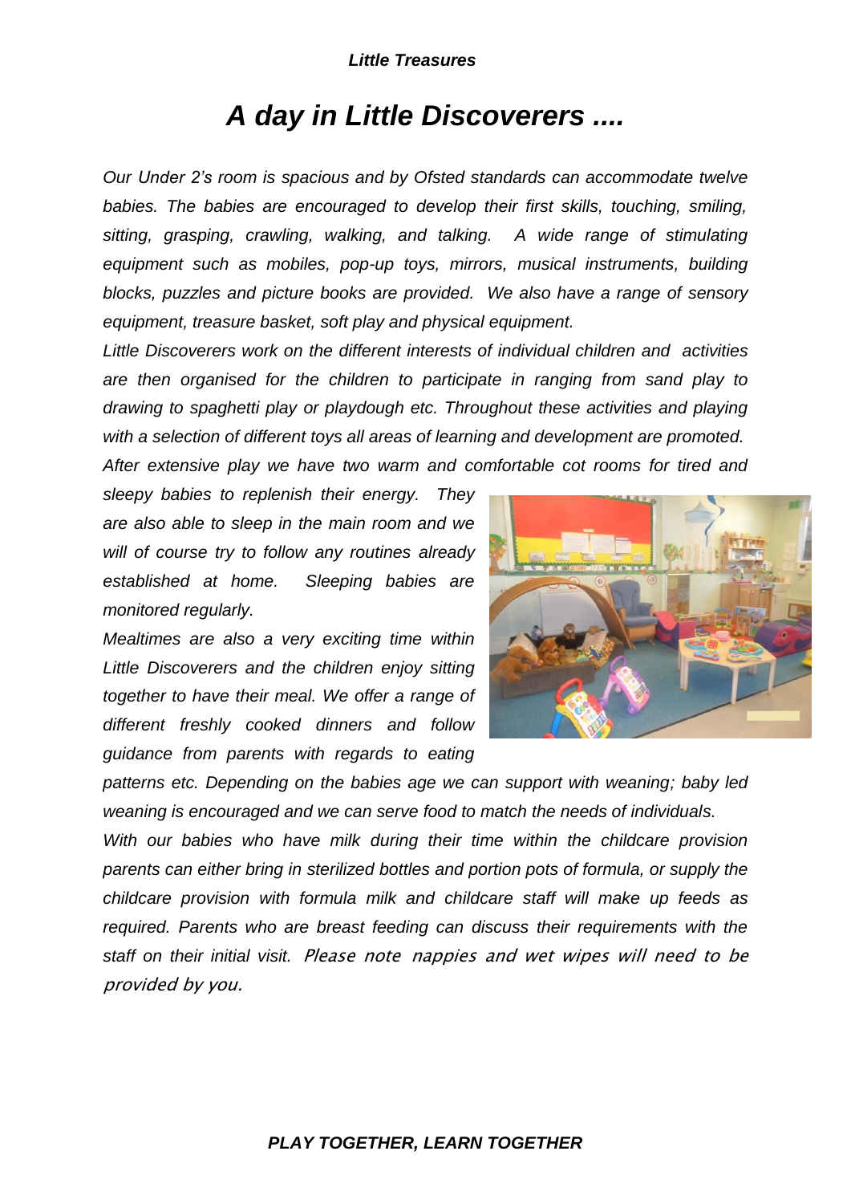# *A day in Little Discoverers ....*

*Our Under 2's room is spacious and by Ofsted standards can accommodate twelve babies. The babies are encouraged to develop their first skills, touching, smiling, sitting, grasping, crawling, walking, and talking. A wide range of stimulating equipment such as mobiles, pop-up toys, mirrors, musical instruments, building blocks, puzzles and picture books are provided. We also have a range of sensory equipment, treasure basket, soft play and physical equipment.*

*Little Discoverers work on the different interests of individual children and activities are then organised for the children to participate in ranging from sand play to drawing to spaghetti play or playdough etc. Throughout these activities and playing with a selection of different toys all areas of learning and development are promoted.*

*After extensive play we have two warm and comfortable cot rooms for tired and sleepy babies to replenish their energy. They are also able to sleep in the main room and we will of course try to follow any routines already established at home. Sleeping babies are monitored regularly.*

*Mealtimes are also a very exciting time within Little Discoverers and the children enjoy sitting together to have their meal. We offer a range of different freshly cooked dinners and follow guidance from parents with regards to eating patterns etc. Depending on the babies age we can support with weaning; baby led weaning is encouraged and we can serve food to match the needs of individuals.*

*With our babies who have milk during their time within the childcare provision parents can either bring in sterilized bottles and portion pots of formula, or supply the childcare provision with formula milk and childcare staff will make up feeds as required. Parents who are breast feeding can discuss their requirements with the staff on their initial visit. Please note nappies and wet wipes will need to be provided by you.*

***PLAY TOGETHER, LEARN TOGETHER***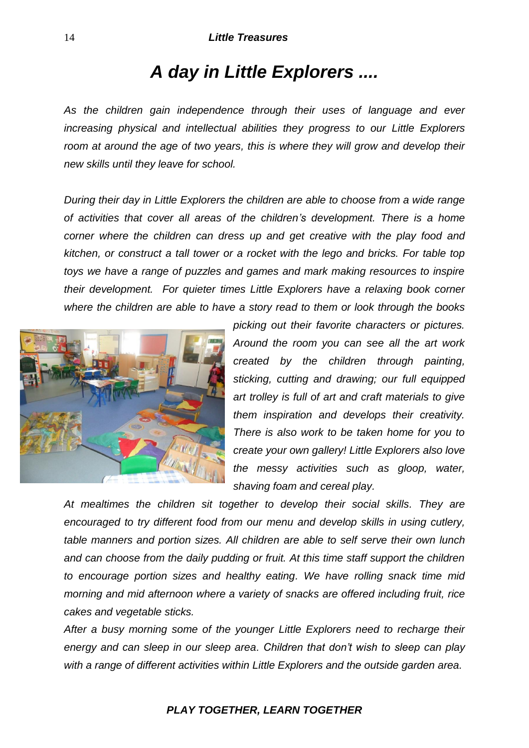# *A day in Little Explorers ....*

*As the children gain independence through their uses of language and ever increasing physical and intellectual abilities they progress to our Little Explorers room at around the age of two years, this is where they will grow and develop their new skills until they leave for school.*

*During their day in Little Explorers the children are able to choose from a wide range of activities that cover all areas of the children's development. There is a home corner where the children can dress up and get creative with the play food and kitchen, or construct a tall tower or a rocket with the lego and bricks. For table top toys we have a range of puzzles and games and mark making resources to inspire their development. For quieter times Little Explorers have a relaxing book corner where the children are able to have a story read to them or look through the books picking out their favorite characters or pictures. Around the room you can see all the art work created by the children through painting, sticking, cutting and drawing; our full equipped art trolley is full of art and craft materials to give them inspiration and develops their creativity. There is also work to be taken home for you to create your own gallery! Little Explorers also love the messy activities such as gloop, water, shaving foam and cereal play.*

*At mealtimes the children sit together to develop their social skills. They are encouraged to try different food from our menu and develop skills in using cutlery, table manners and portion sizes. All children are able to self serve their own lunch and can choose from the daily pudding or fruit. At this time staff support the children to encourage portion sizes and healthy eating. We have rolling snack time mid morning and mid afternoon where a variety of snacks are offered including fruit, rice cakes and vegetable sticks.*

*After a busy morning some of the younger Little Explorers need to recharge their energy and can sleep in our sleep area. Children that don't wish to sleep can play with a range of different activities within Little Explorers and the outside garden area.*

***PLAY TOGETHER, LEARN TOGETHER***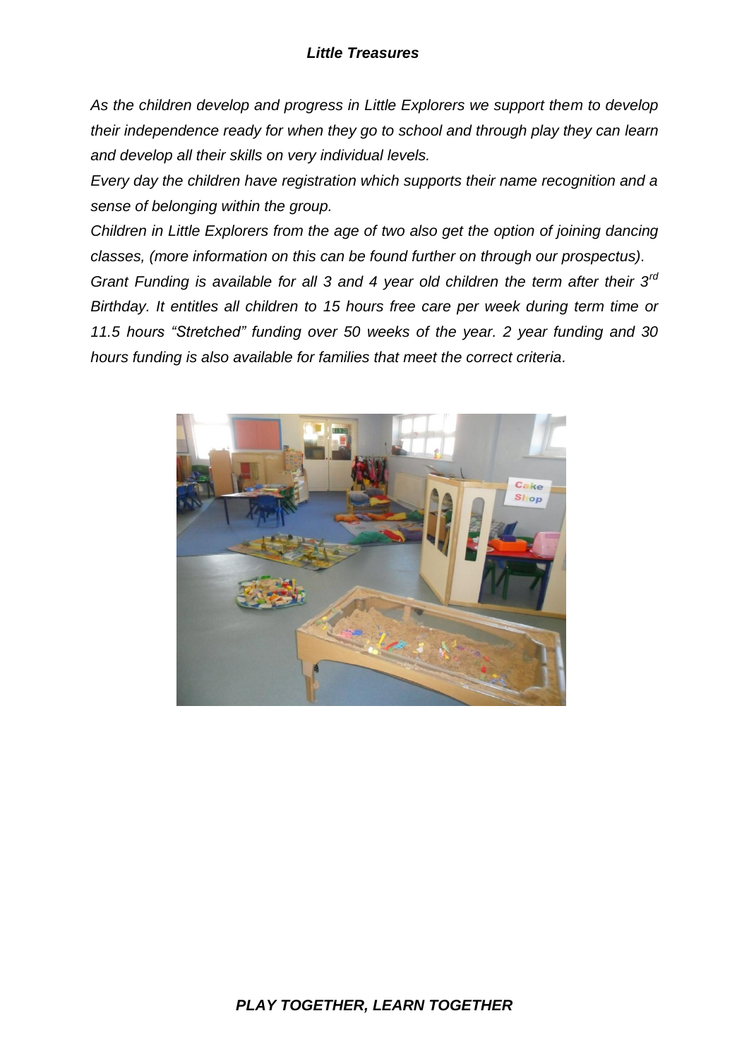***Little Treasures***

*As the children develop and progress in Little Explorers we support them to develop their independence ready for when they go to school and through play they can learn and develop all their skills on very individual levels.*

*Every day the children have registration which supports their name recognition and a sense of belonging within the group.*

*Children in Little Explorers from the age of two also get the option of joining dancing classes, (more information on this can be found further on through our prospectus).*

*Grant Funding is available for all 3 and 4 year old children the term after their 3$^{rd}$ Birthday. It entitles all children to 15 hours free care per week during term time or 11.5 hours "Stretched" funding over 50 weeks of the year. 2 year funding and 30 hours funding is also available for families that meet the correct criteria.*

***PLAY TOGETHER, LEARN TOGETHER***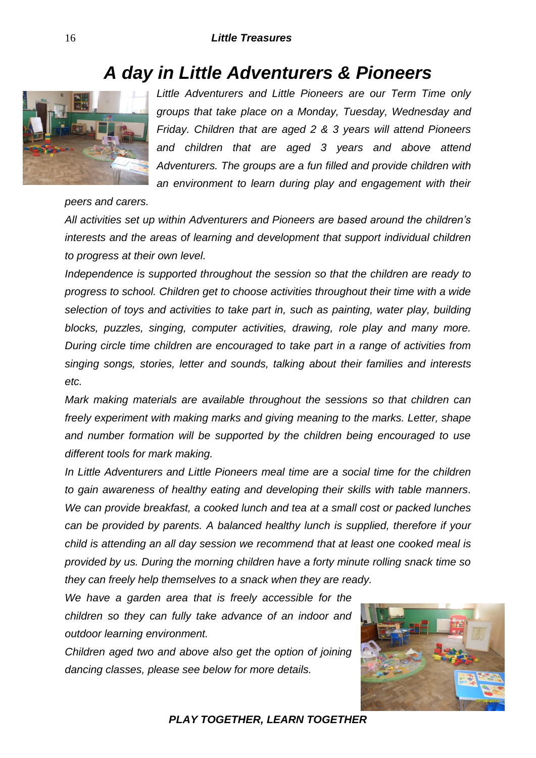# *A day in Little Adventurers & Pioneers*

*Little Adventurers and Little Pioneers are our Term Time only groups that take place on a Monday, Tuesday, Wednesday and Friday. Children that are aged 2 & 3 years will attend Pioneers and children that are aged 3 years and above attend Adventurers. The groups are a fun filled and provide children with an environment to learn during play and engagement with their peers and carers.*

*All activities set up within Adventurers and Pioneers are based around the children's interests and the areas of learning and development that support individual children to progress at their own level.*

*Independence is supported throughout the session so that the children are ready to progress to school. Children get to choose activities throughout their time with a wide selection of toys and activities to take part in, such as painting, water play, building blocks, puzzles, singing, computer activities, drawing, role play and many more. During circle time children are encouraged to take part in a range of activities from singing songs, stories, letter and sounds, talking about their families and interests etc.*

*Mark making materials are available throughout the sessions so that children can freely experiment with making marks and giving meaning to the marks. Letter, shape and number formation will be supported by the children being encouraged to use different tools for mark making.*

*In Little Adventurers and Little Pioneers meal time are a social time for the children to gain awareness of healthy eating and developing their skills with table manners. We can provide breakfast, a cooked lunch and tea at a small cost or packed lunches can be provided by parents. A balanced healthy lunch is supplied, therefore if your child is attending an all day session we recommend that at least one cooked meal is provided by us. During the morning children have a forty minute rolling snack time so they can freely help themselves to a snack when they are ready.*

*We have a garden area that is freely accessible for the children so they can fully take advance of an indoor and outdoor learning environment.*

*Children aged two and above also get the option of joining dancing classes, please see below for more details.*

***PLAY TOGETHER, LEARN TOGETHER***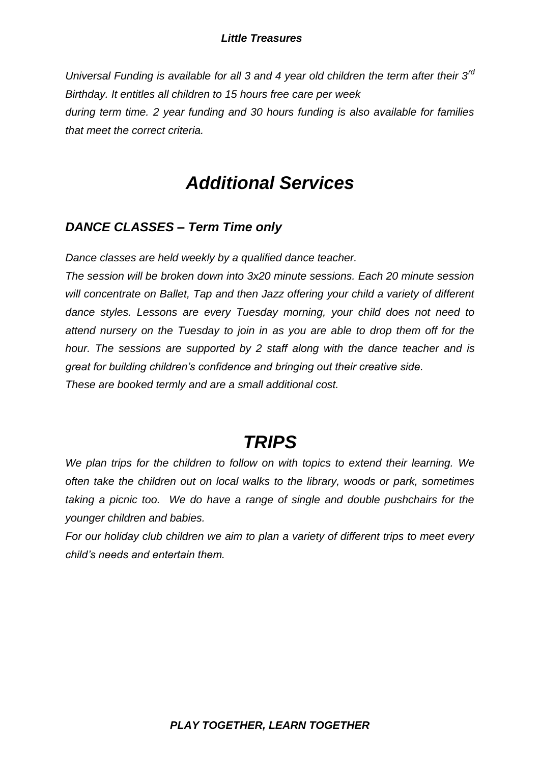*Universal Funding is available for all 3 and 4 year old children the term after their 3rd Birthday. It entitles all children to 15 hours free care per week during term time. 2 year funding and 30 hours funding is also available for families that meet the correct criteria.*

# *Additional Services*

## *DANCE CLASSES – Term Time only*

*Dance classes are held weekly by a qualified dance teacher.*

*The session will be broken down into 3x20 minute sessions. Each 20 minute session will concentrate on Ballet, Tap and then Jazz offering your child a variety of different dance styles. Lessons are every Tuesday morning, your child does not need to attend nursery on the Tuesday to join in as you are able to drop them off for the hour. The sessions are supported by 2 staff along with the dance teacher and is great for building children's confidence and bringing out their creative side.*

*These are booked termly and are a small additional cost.*

# *TRIPS*

*We plan trips for the children to follow on with topics to extend their learning. We often take the children out on local walks to the library, woods or park, sometimes taking a picnic too. We do have a range of single and double pushchairs for the younger children and babies.*

*For our holiday club children we aim to plan a variety of different trips to meet every child's needs and entertain them.*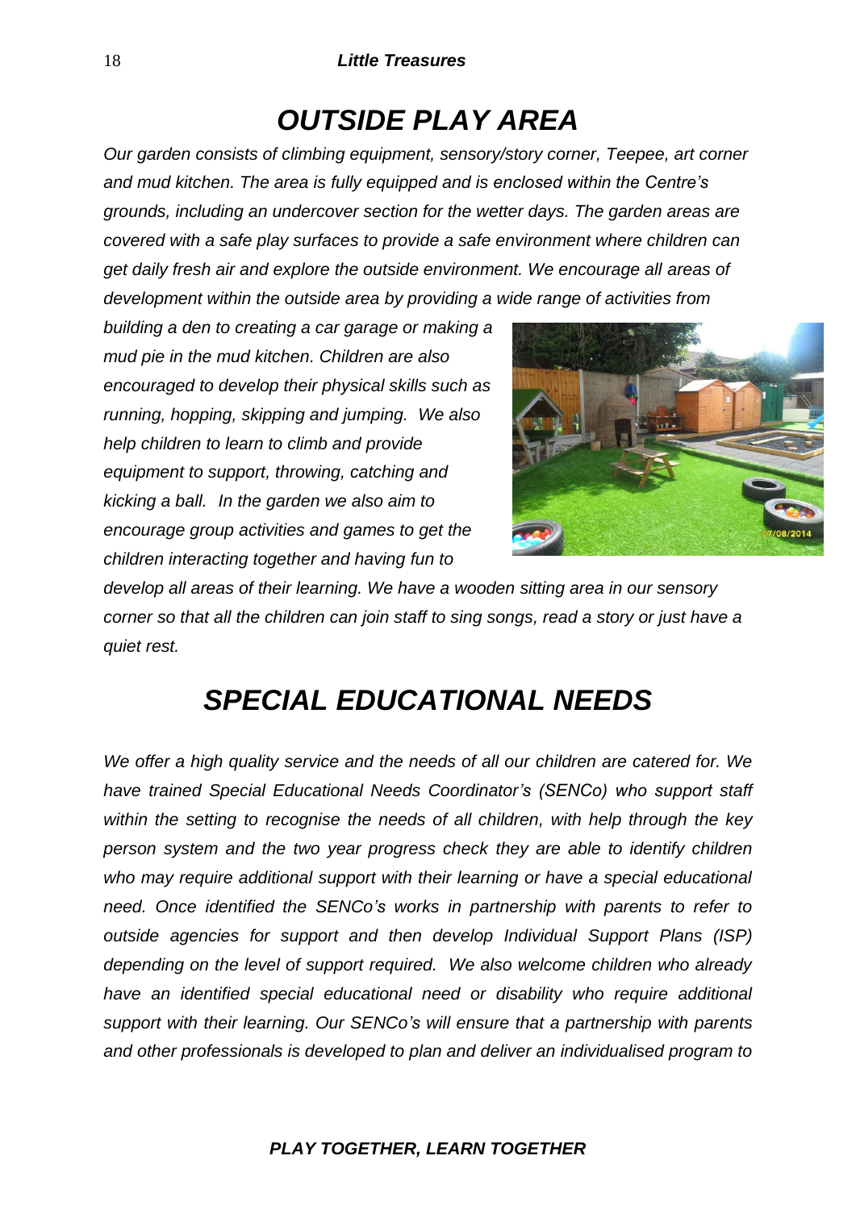# *OUTSIDE PLAY AREA*

*Our garden consists of climbing equipment, sensory/story corner, Teepee, art corner and mud kitchen. The area is fully equipped and is enclosed within the Centre's grounds, including an undercover section for the wetter days. The garden areas are covered with a safe play surfaces to provide a safe environment where children can get daily fresh air and explore the outside environment. We encourage all areas of development within the outside area by providing a wide range of activities from building a den to creating a car garage or making a mud pie in the mud kitchen. Children are also encouraged to develop their physical skills such as running, hopping, skipping and jumping. We also help children to learn to climb and provide equipment to support, throwing, catching and kicking a ball. In the garden we also aim to encourage group activities and games to get the children interacting together and having fun to develop all areas of their learning. We have a wooden sitting area in our sensory corner so that all the children can join staff to sing songs, read a story or just have a quiet rest.*

# *SPECIAL EDUCATIONAL NEEDS*

*We offer a high quality service and the needs of all our children are catered for. We have trained Special Educational Needs Coordinator's (SENCo) who support staff within the setting to recognise the needs of all children, with help through the key person system and the two year progress check they are able to identify children who may require additional support with their learning or have a special educational need. Once identified the SENCo's works in partnership with parents to refer to outside agencies for support and then develop Individual Support Plans (ISP) depending on the level of support required. We also welcome children who already have an identified special educational need or disability who require additional support with their learning. Our SENCo's will ensure that a partnership with parents and other professionals is developed to plan and deliver an individualised program to*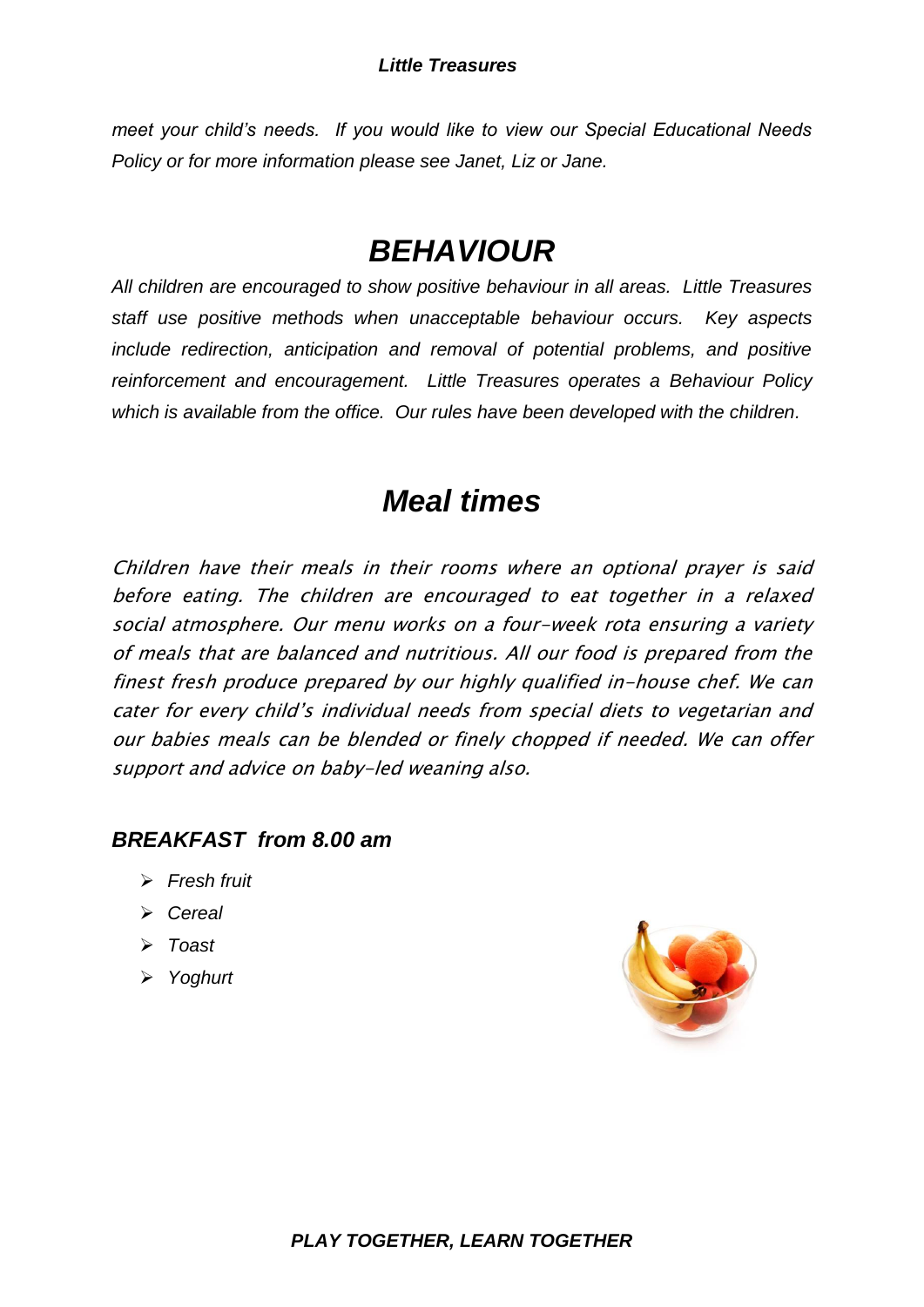*meet your child's needs. If you would like to view our Special Educational Needs Policy or for more information please see Janet, Liz or Jane.*

# *BEHAVIOUR*

*All children are encouraged to show positive behaviour in all areas. Little Treasures staff use positive methods when unacceptable behaviour occurs. Key aspects include redirection, anticipation and removal of potential problems, and positive reinforcement and encouragement. Little Treasures operates a Behaviour Policy which is available from the office. Our rules have been developed with the children.*

# *Meal times*

*Children have their meals in their rooms where an optional prayer is said before eating. The children are encouraged to eat together in a relaxed social atmosphere. Our menu works on a four-week rota ensuring a variety of meals that are balanced and nutritious. All our food is prepared from the finest fresh produce prepared by our highly qualified in-house chef. We can cater for every child's individual needs from special diets to vegetarian and our babies meals can be blended or finely chopped if needed. We can offer support and advice on baby-led weaning also.*

### *BREAKFAST from 8.00 am*

- *Fresh fruit*
- *Cereal*
- *Toast*
- *Yoghurt*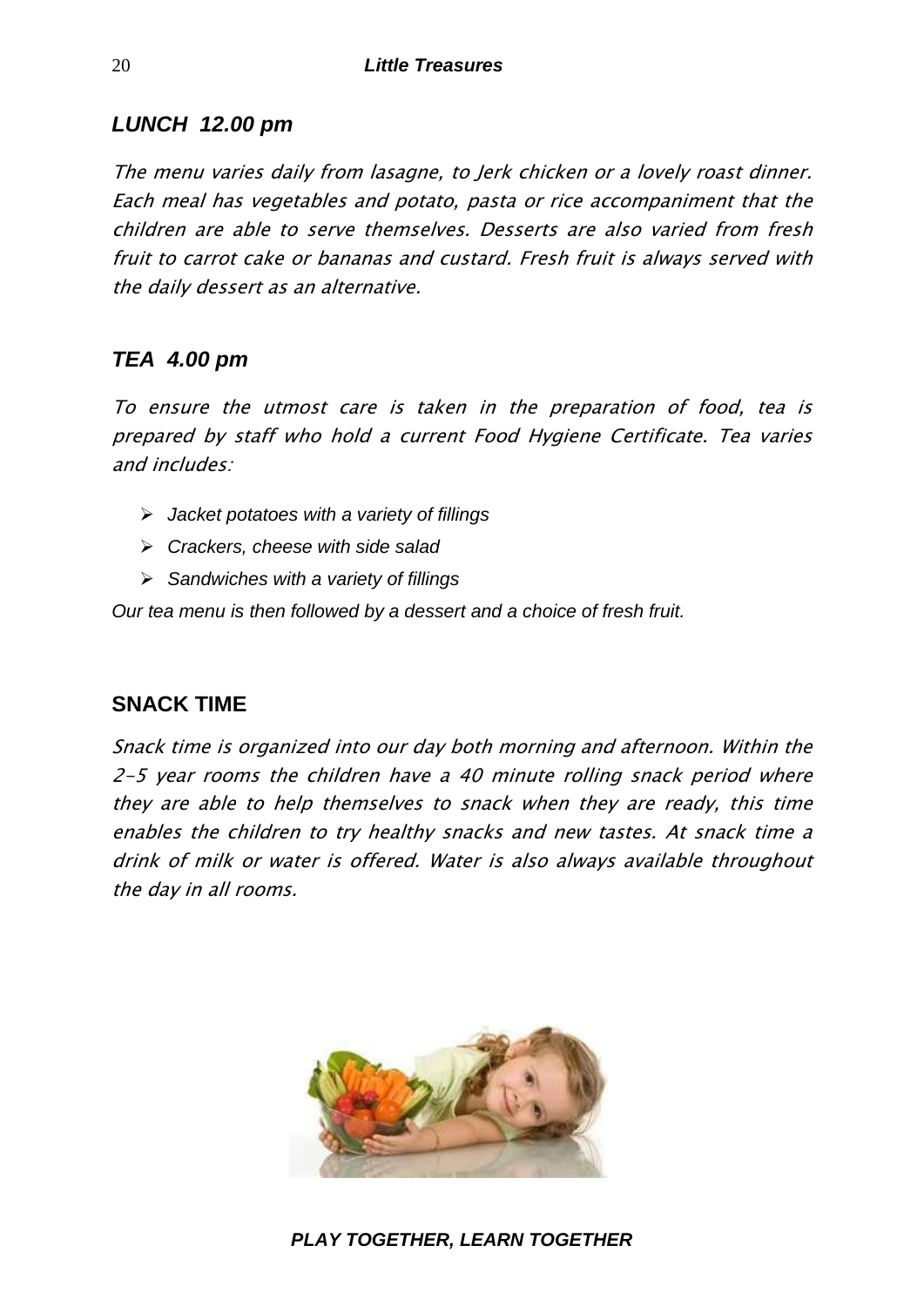## *LUNCH 12.00 pm*

*The menu varies daily from lasagne, to Jerk chicken or a lovely roast dinner. Each meal has vegetables and potato, pasta or rice accompaniment that the children are able to serve themselves. Desserts are also varied from fresh fruit to carrot cake or bananas and custard. Fresh fruit is always served with the daily dessert as an alternative.*

## *TEA 4.00 pm*

*To ensure the utmost care is taken in the preparation of food, tea is prepared by staff who hold a current Food Hygiene Certificate. Tea varies and includes:*

- *Jacket potatoes with a variety of fillings*
- *Crackers, cheese with side salad*
- *Sandwiches with a variety of fillings*

*Our tea menu is then followed by a dessert and a choice of fresh fruit.*

## SNACK TIME

*Snack time is organized into our day both morning and afternoon. Within the 2-5 year rooms the children have a 40 minute rolling snack period where they are able to help themselves to snack when they are ready, this time enables the children to try healthy snacks and new tastes. At snack time a drink of milk or water is offered. Water is also always available throughout the day in all rooms.*

***PLAY TOGETHER, LEARN TOGETHER***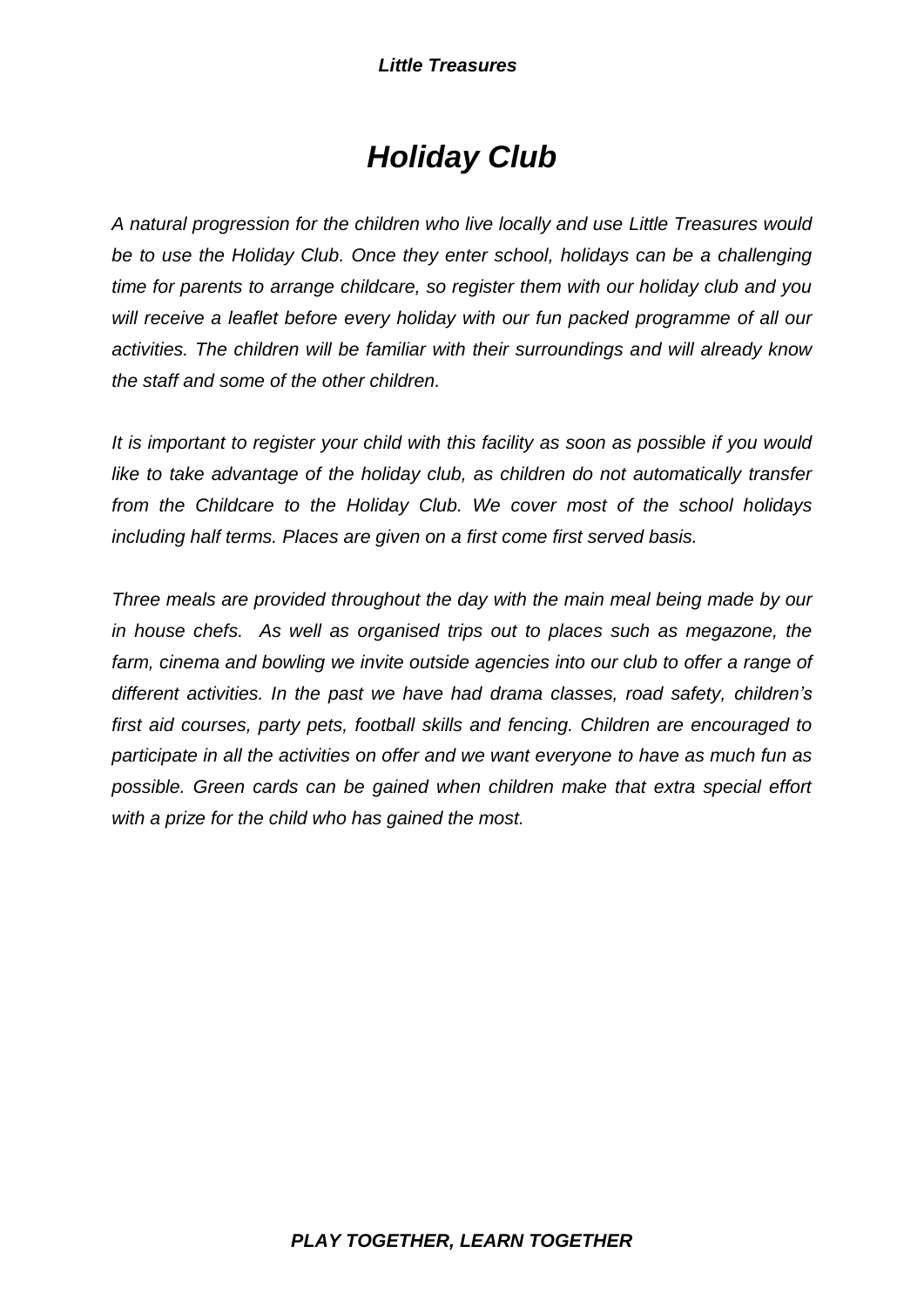# *Holiday Club*

*A natural progression for the children who live locally and use Little Treasures would be to use the Holiday Club. Once they enter school, holidays can be a challenging time for parents to arrange childcare, so register them with our holiday club and you will receive a leaflet before every holiday with our fun packed programme of all our activities. The children will be familiar with their surroundings and will already know the staff and some of the other children.*

*It is important to register your child with this facility as soon as possible if you would like to take advantage of the holiday club, as children do not automatically transfer from the Childcare to the Holiday Club. We cover most of the school holidays including half terms. Places are given on a first come first served basis.*

*Three meals are provided throughout the day with the main meal being made by our in house chefs. As well as organised trips out to places such as megazone, the farm, cinema and bowling we invite outside agencies into our club to offer a range of different activities. In the past we have had drama classes, road safety, children's first aid courses, party pets, football skills and fencing. Children are encouraged to participate in all the activities on offer and we want everyone to have as much fun as possible. Green cards can be gained when children make that extra special effort with a prize for the child who has gained the most.*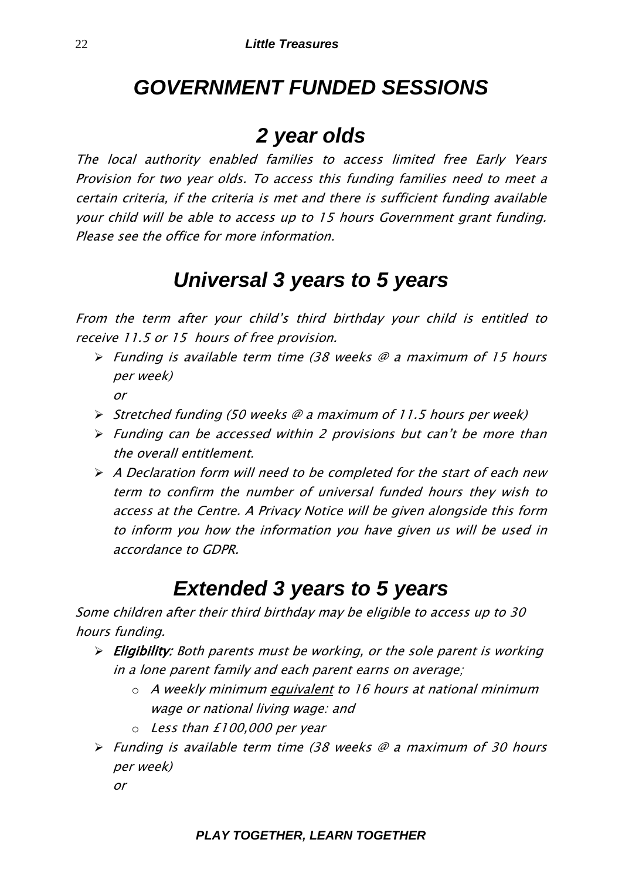// GOVERNMENT FUNDED SESSIONS

## 2 year olds

*The local authority enabled families to access limited free Early Years Provision for two year olds. To access this funding families need to meet a certain criteria, if the criteria is met and there is sufficient funding available your child will be able to access up to 15 hours Government grant funding. Please see the office for more information.*

## Universal 3 years to 5 years

*From the term after your child's third birthday your child is entitled to receive 11.5 or 15 hours of free provision.*

- *Funding is available term time (38 weeks @ a maximum of 15 hours per week)*
  
  *or*
- *Stretched funding (50 weeks @ a maximum of 11.5 hours per week)*
- *Funding can be accessed within 2 provisions but can't be more than the overall entitlement.*
- *A Declaration form will need to be completed for the start of each new term to confirm the number of universal funded hours they wish to access at the Centre. A Privacy Notice will be given alongside this form to inform you how the information you have given us will be used in accordance to GDPR.*

## Extended 3 years to 5 years

*Some children after their third birthday may be eligible to access up to 30 hours funding.*

- ***Eligibility:*** *Both parents must be working, or the sole parent is working in a lone parent family and each parent earns on average;*
  - *A weekly minimum equivalent to 16 hours at national minimum wage or national living wage: and*
  - *Less than £100,000 per year*
- *Funding is available term time (38 weeks @ a maximum of 30 hours per week)*
  
  *or*

# GOVERNMENT FUNDED SESSIONS

## 2 year olds

*The local authority enabled families to access limited free Early Years Provision for two year olds. To access this funding families need to meet a certain criteria, if the criteria is met and there is sufficient funding available your child will be able to access up to 15 hours Government grant funding. Please see the office for more information.*

## Universal 3 years to 5 years

*From the term after your child's third birthday your child is entitled to receive 11.5 or 15 hours of free provision.*

- *Funding is available term time (38 weeks @ a maximum of 15 hours per week)*
  
  *or*
- *Stretched funding (50 weeks @ a maximum of 11.5 hours per week)*
- *Funding can be accessed within 2 provisions but can't be more than the overall entitlement.*
- *A Declaration form will need to be completed for the start of each new term to confirm the number of universal funded hours they wish to access at the Centre. A Privacy Notice will be given alongside this form to inform you how the information you have given us will be used in accordance to GDPR.*

## Extended 3 years to 5 years

*Some children after their third birthday may be eligible to access up to 30 hours funding.*

- ***Eligibility:*** *Both parents must be working, or the sole parent is working in a lone parent family and each parent earns on average;*
  - *A weekly minimum equivalent to 16 hours at national minimum wage or national living wage: and*
  - *Less than £100,000 per year*
- *Funding is available term time (38 weeks @ a maximum of 30 hours per week)*
  
  *or*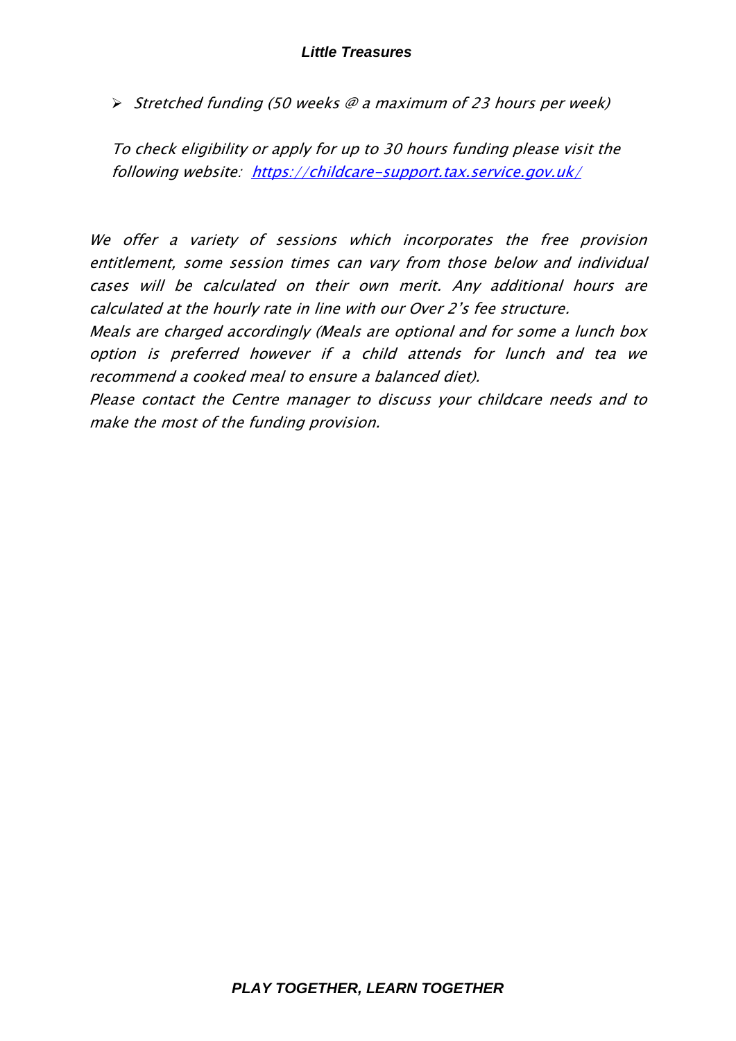- *Stretched funding (50 weeks @ a maximum of 23 hours per week)*

*To check eligibility or apply for up to 30 hours funding please visit the following website: [https://childcare-support.tax.service.gov.uk/](https://childcare-support.tax.service.gov.uk/)*

*We offer a variety of sessions which incorporates the free provision entitlement, some session times can vary from those below and individual cases will be calculated on their own merit. Any additional hours are calculated at the hourly rate in line with our Over 2's fee structure.*

*Meals are charged accordingly (Meals are optional and for some a lunch box option is preferred however if a child attends for lunch and tea we recommend a cooked meal to ensure a balanced diet).*

*Please contact the Centre manager to discuss your childcare needs and to make the most of the funding provision.*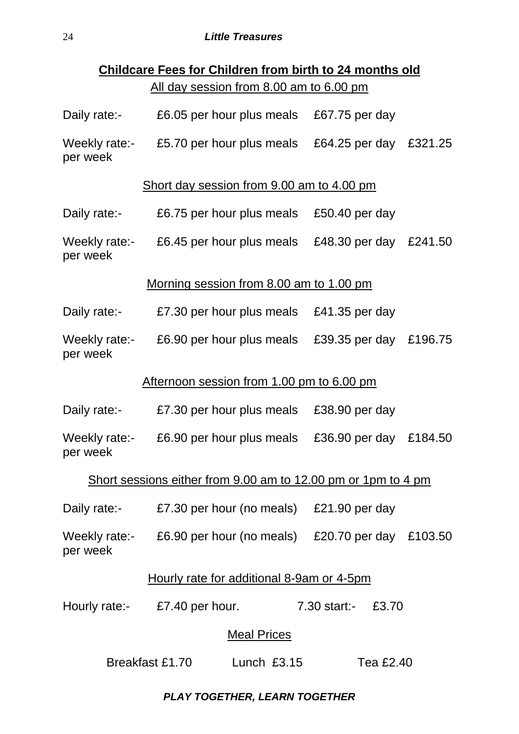## Childcare Fees for Children from birth to 24 months old

### All day session from 8.00 am to 6.00 pm

| | | | |
|---|---|---|---|
| Daily rate:- | £6.05 per hour plus meals | £67.75 per day | |
| Weekly rate:- per week | £5.70 per hour plus meals | £64.25 per day | £321.25 |

### Short day session from 9.00 am to 4.00 pm

| | | | |
|---|---|---|---|
| Daily rate:- | £6.75 per hour plus meals | £50.40 per day | |
| Weekly rate:- per week | £6.45 per hour plus meals | £48.30 per day | £241.50 |

### Morning session from 8.00 am to 1.00 pm

| | | | |
|---|---|---|---|
| Daily rate:- | £7.30 per hour plus meals | £41.35 per day | |
| Weekly rate:- per week | £6.90 per hour plus meals | £39.35 per day | £196.75 |

### Afternoon session from 1.00 pm to 6.00 pm

| | | | |
|---|---|---|---|
| Daily rate:- | £7.30 per hour plus meals | £38.90 per day | |
| Weekly rate:- per week | £6.90 per hour plus meals | £36.90 per day | £184.50 |

### Short sessions either from 9.00 am to 12.00 pm or 1pm to 4 pm

| | | | |
|---|---|---|---|
| Daily rate:- | £7.30 per hour (no meals) | £21.90 per day | |
| Weekly rate:- per week | £6.90 per hour (no meals) | £20.70 per day | £103.50 |

### Hourly rate for additional 8-9am or 4-5pm

Hourly rate:- £7.40 per hour. 7.30 start:- £3.70

### Meal Prices

Breakfast £1.70 Lunch £3.15 Tea £2.40

***PLAY TOGETHER, LEARN TOGETHER***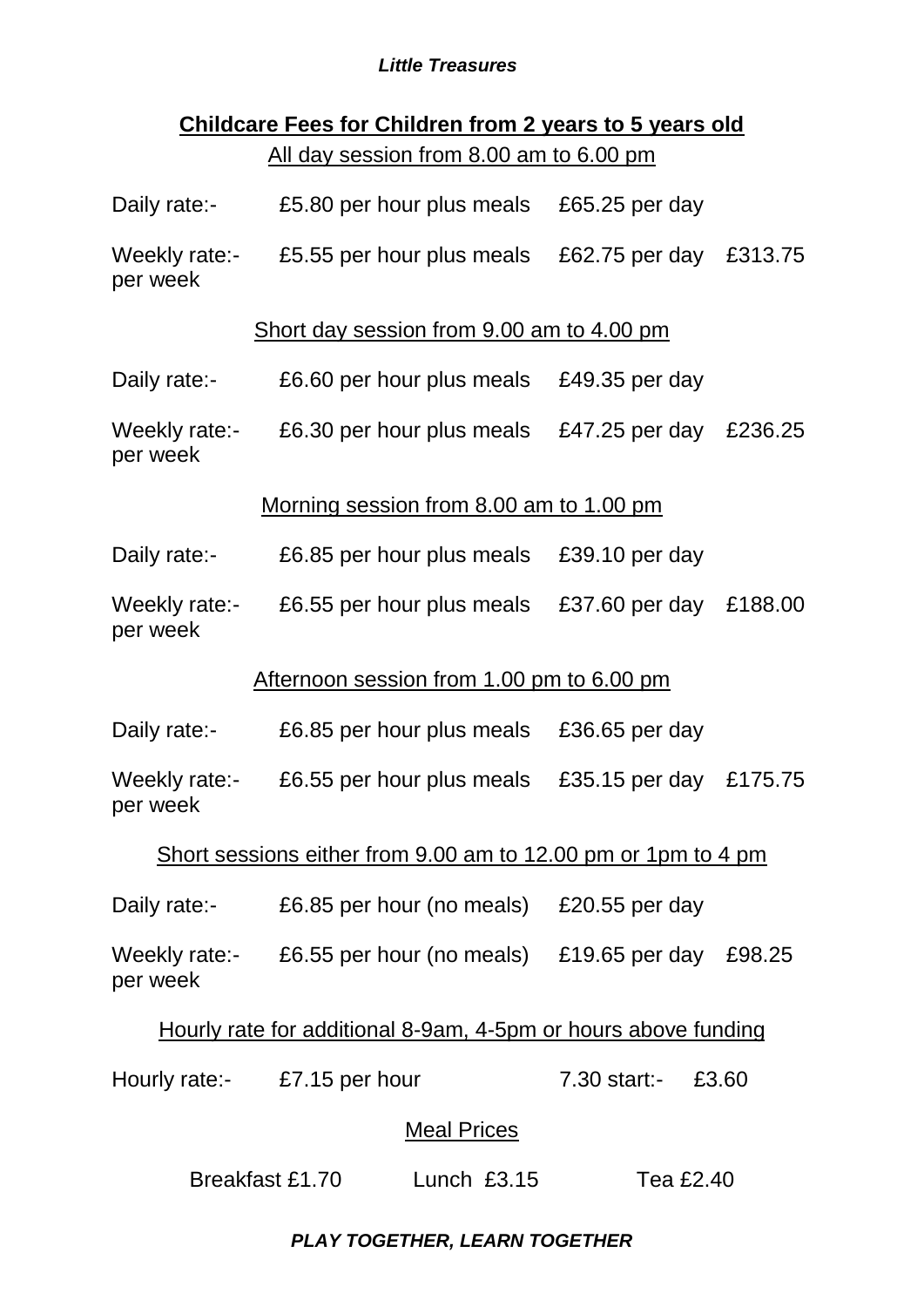*Little Treasures*

## Childcare Fees for Children from 2 years to 5 years old

All day session from 8.00 am to 6.00 pm

| | | | |
|---|---|---|---|
| Daily rate:- | £5.80 per hour plus meals | £65.25 per day | |
| Weekly rate:- per week | £5.55 per hour plus meals | £62.75 per day | £313.75 |

Short day session from 9.00 am to 4.00 pm

| | | | |
|---|---|---|---|
| Daily rate:- | £6.60 per hour plus meals | £49.35 per day | |
| Weekly rate:- per week | £6.30 per hour plus meals | £47.25 per day | £236.25 |

Morning session from 8.00 am to 1.00 pm

| | | | |
|---|---|---|---|
| Daily rate:- | £6.85 per hour plus meals | £39.10 per day | |
| Weekly rate:- per week | £6.55 per hour plus meals | £37.60 per day | £188.00 |

Afternoon session from 1.00 pm to 6.00 pm

| | | | |
|---|---|---|---|
| Daily rate:- | £6.85 per hour plus meals | £36.65 per day | |
| Weekly rate:- per week | £6.55 per hour plus meals | £35.15 per day | £175.75 |

Short sessions either from 9.00 am to 12.00 pm or 1pm to 4 pm

| | | | |
|---|---|---|---|
| Daily rate:- | £6.85 per hour (no meals) | £20.55 per day | |
| Weekly rate:- per week | £6.55 per hour (no meals) | £19.65 per day | £98.25 |

Hourly rate for additional 8-9am, 4-5pm or hours above funding

Hourly rate:- £7.15 per hour    7.30 start:- £3.60

Meal Prices

Breakfast £1.70    Lunch £3.15    Tea £2.40

***PLAY TOGETHER, LEARN TOGETHER***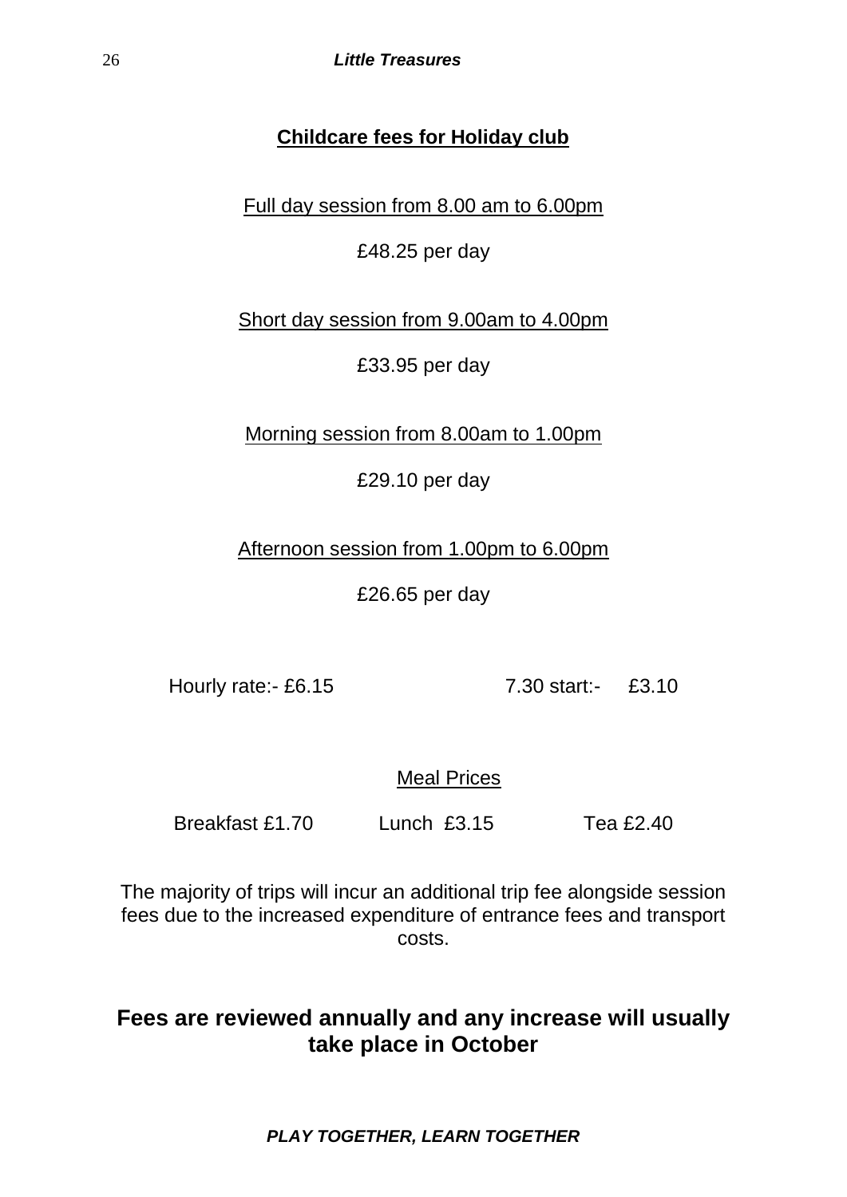## Childcare fees for Holiday club

Full day session from 8.00 am to 6.00pm

£48.25 per day

Short day session from 9.00am to 4.00pm

£33.95 per day

Morning session from 8.00am to 1.00pm

£29.10 per day

Afternoon session from 1.00pm to 6.00pm

£26.65 per day

Hourly rate:- £6.15 7.30 start:- £3.10

Meal Prices

Breakfast £1.70 Lunch £3.15 Tea £2.40

The majority of trips will incur an additional trip fee alongside session fees due to the increased expenditure of entrance fees and transport costs.

**Fees are reviewed annually and any increase will usually take place in October**